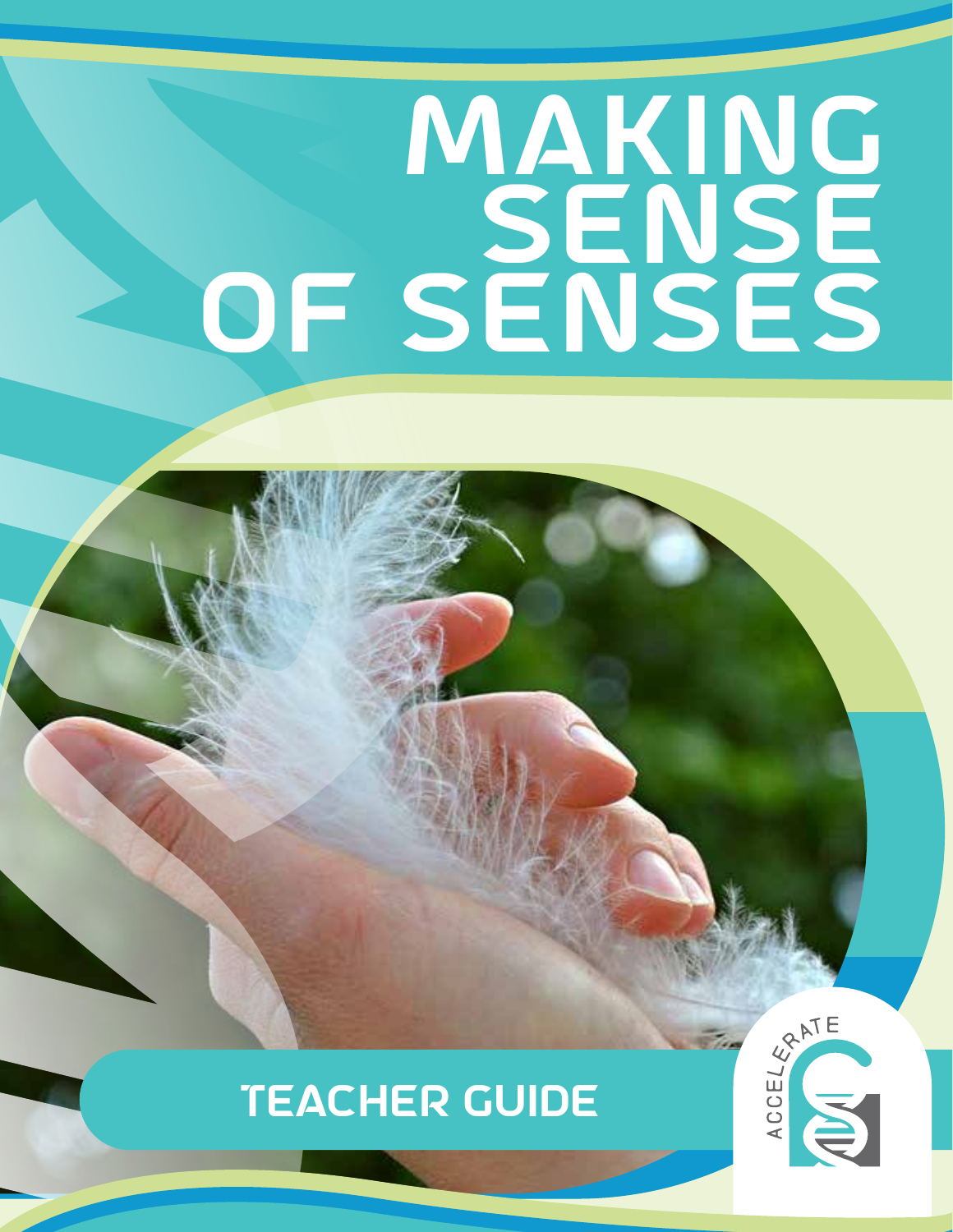# MAKING SENSE OF SENSES

## TEACHER GUIDE

ACCELERATE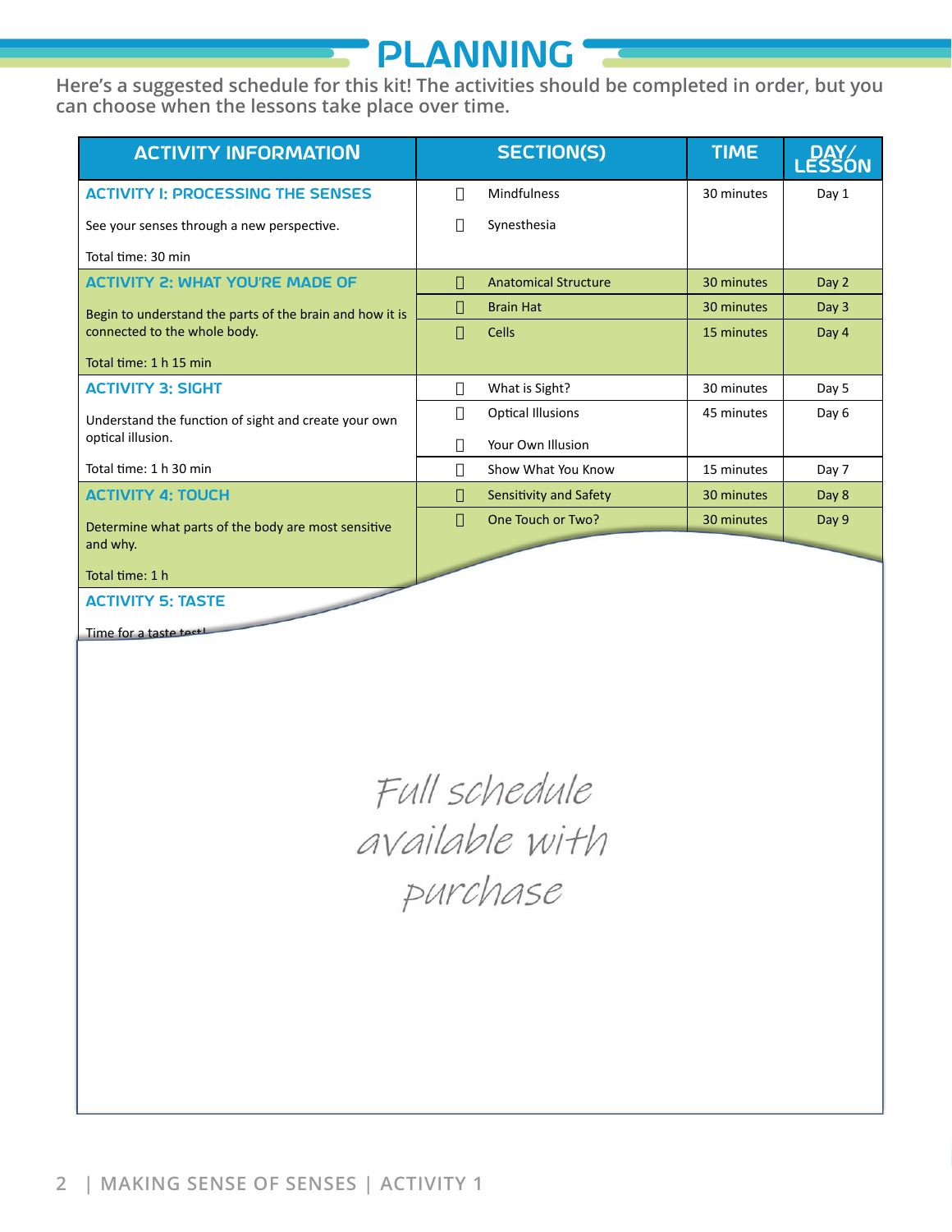# PLANNING

Here's a suggested schedule for this kit! The activities should be completed in order, but you can choose when the lessons take place over time.

| ACTIVITY INFORMATION | SECTION(S) | TIME | DAY/ LESSON |
|---|---|---|---|
| **ACTIVITY 1: PROCESSING THE SENSES**<br>See your senses through a new perspective.<br>Total time: 30 min | ☐ Mindfulness<br>☐ Synesthesia | 30 minutes | Day 1 |
| **ACTIVITY 2: WHAT YOU'RE MADE OF**<br>Begin to understand the parts of the brain and how it is connected to the whole body.<br>Total time: 1 h 15 min | ☐ Anatomical Structure | 30 minutes | Day 2 |
| | ☐ Brain Hat | 30 minutes | Day 3 |
| | ☐ Cells | 15 minutes | Day 4 |
| **ACTIVITY 3: SIGHT**<br>Understand the function of sight and create your own optical illusion.<br>Total time: 1 h 30 min | ☐ What is Sight? | 30 minutes | Day 5 |
| | ☐ Optical Illusions<br>☐ Your Own Illusion | 45 minutes | Day 6 |
| | ☐ Show What You Know | 15 minutes | Day 7 |
| **ACTIVITY 4: TOUCH**<br>Determine what parts of the body are most sensitive and why.<br>Total time: 1 h | ☐ Sensitivity and Safety | 30 minutes | Day 8 |
| | ☐ One Touch or Two? | 30 minutes | Day 9 |
| **ACTIVITY 5: TASTE**<br>Time for a taste test! | | | |

*Full schedule available with purchase*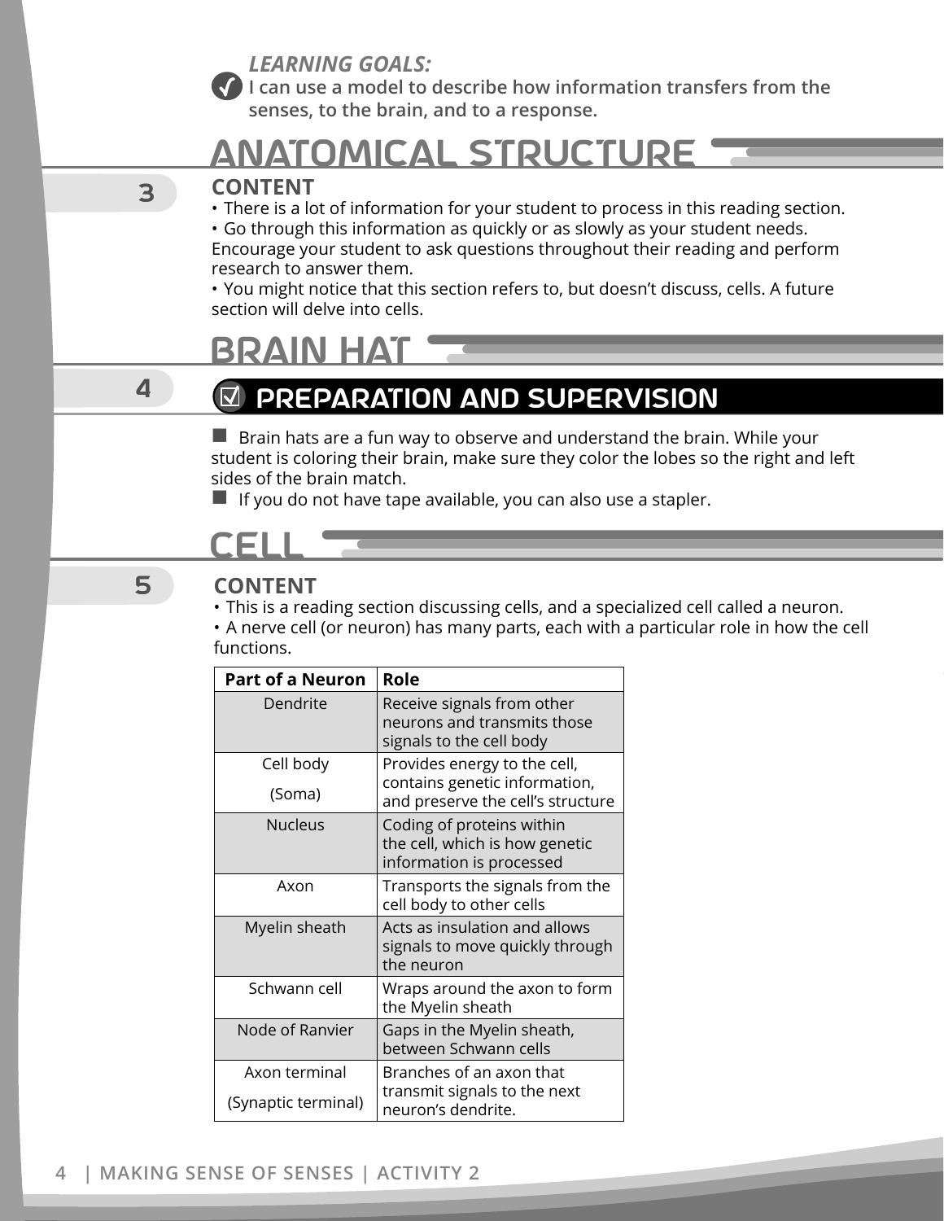*LEARNING GOALS:*

**I can use a model to describe how information transfers from the senses, to the brain, and to a response.**

# ANATOMICAL STRUCTURE

3

## CONTENT

• There is a lot of information for your student to process in this reading section.
• Go through this information as quickly or as slowly as your student needs. Encourage your student to ask questions throughout their reading and perform research to answer them.
• You might notice that this section refers to, but doesn't discuss, cells. A future section will delve into cells.

# BRAIN HAT

4

## PREPARATION AND SUPERVISION

- Brain hats are a fun way to observe and understand the brain. While your student is coloring their brain, make sure they color the lobes so the right and left sides of the brain match.
- If you do not have tape available, you can also use a stapler.

# CELL

5

## CONTENT

• This is a reading section discussing cells, and a specialized cell called a neuron.
• A nerve cell (or neuron) has many parts, each with a particular role in how the cell functions.

| Part of a Neuron | Role |
|---|---|
| Dendrite | Receive signals from other neurons and transmits those signals to the cell body |
| Cell body (Soma) | Provides energy to the cell, contains genetic information, and preserve the cell's structure |
| Nucleus | Coding of proteins within the cell, which is how genetic information is processed |
| Axon | Transports the signals from the cell body to other cells |
| Myelin sheath | Acts as insulation and allows signals to move quickly through the neuron |
| Schwann cell | Wraps around the axon to form the Myelin sheath |
| Node of Ranvier | Gaps in the Myelin sheath, between Schwann cells |
| Axon terminal (Synaptic terminal) | Branches of an axon that transmit signals to the next neuron's dendrite. |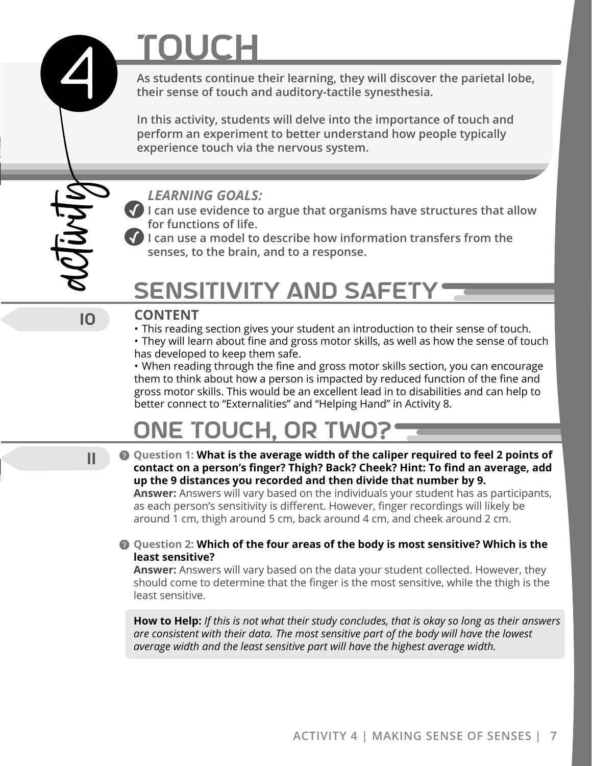# 4 TOUCH

activity

**As students continue their learning, they will discover the parietal lobe, their sense of touch and auditory-tactile synesthesia.**

**In this activity, students will delve into the importance of touch and perform an experiment to better understand how people typically experience touch via the nervous system.**

***LEARNING GOALS:***

- **I can use evidence to argue that organisms have structures that allow for functions of life.**
- **I can use a model to describe how information transfers from the senses, to the brain, and to a response.**

## SENSITIVITY AND SAFETY

10

### CONTENT

- This reading section gives your student an introduction to their sense of touch.
- They will learn about fine and gross motor skills, as well as how the sense of touch has developed to keep them safe.
- When reading through the fine and gross motor skills section, you can encourage them to think about how a person is impacted by reduced function of the fine and gross motor skills. This would be an excellent lead in to disabilities and can help to better connect to "Externalities" and "Helping Hand" in Activity 8.

## ONE TOUCH, OR TWO?

11

**Question 1: What is the average width of the caliper required to feel 2 points of contact on a person's finger? Thigh? Back? Cheek? Hint: To find an average, add up the 9 distances you recorded and then divide that number by 9.**

**Answer:** Answers will vary based on the individuals your student has as participants, as each person's sensitivity is different. However, finger recordings will likely be around 1 cm, thigh around 5 cm, back around 4 cm, and cheek around 2 cm.

**Question 2: Which of the four areas of the body is most sensitive? Which is the least sensitive?**

**Answer:** Answers will vary based on the data your student collected. However, they should come to determine that the finger is the most sensitive, while the thigh is the least sensitive.

**How to Help:** *If this is not what their study concludes, that is okay so long as their answers are consistent with their data. The most sensitive part of the body will have the lowest average width and the least sensitive part will have the highest average width.*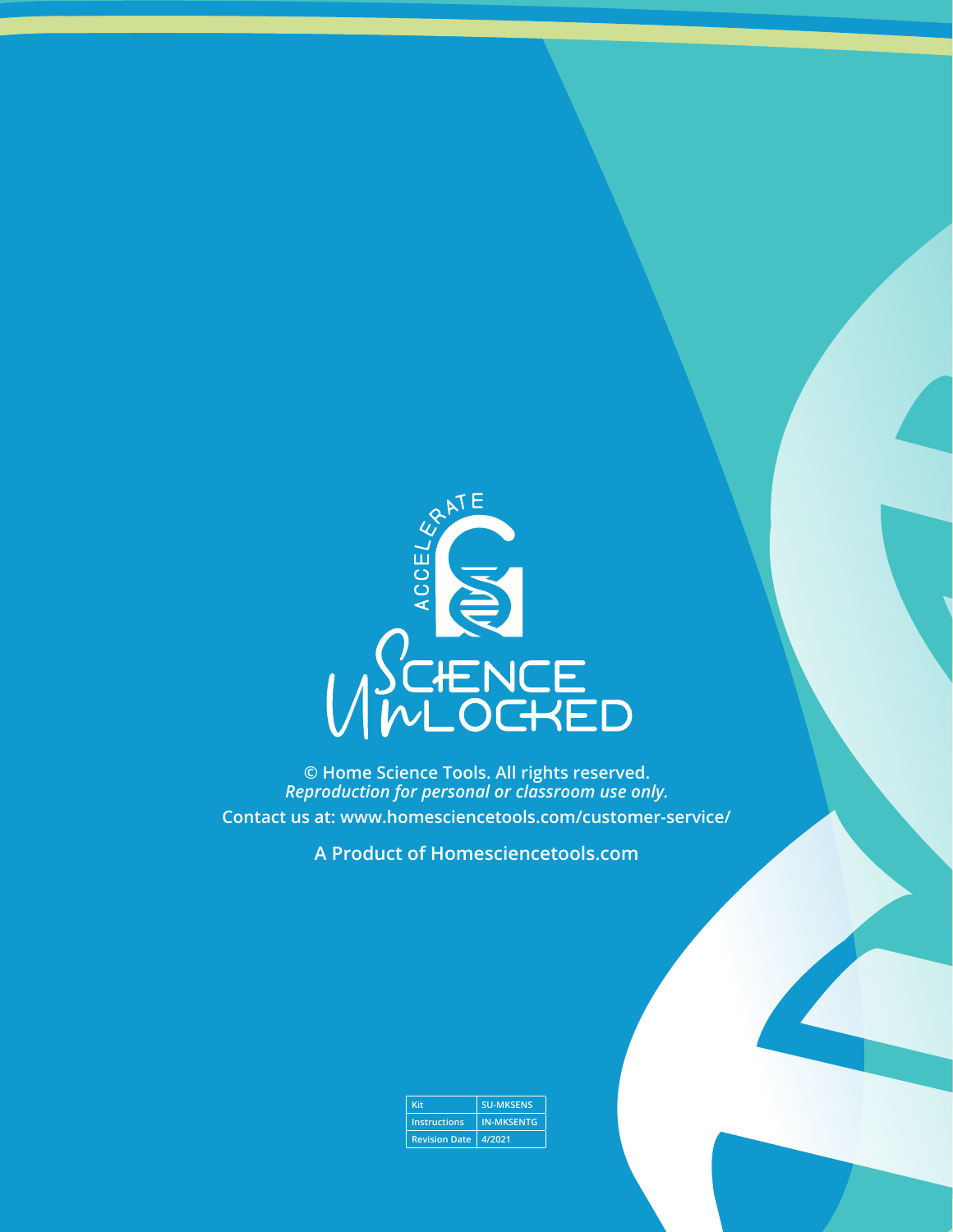ACCELERATE

SCIENCE UNLOCKED

**© Home Science Tools. All rights reserved.**
***Reproduction for personal or classroom use only.***
**Contact us at: www.homesciencetools.com/customer-service/**

**A Product of Homesciencetools.com**

| | |
|---|---|
| Kit | SU-MKSENS |
| Instructions | IN-MKSENTG |
| Revision Date | 4/2021 |